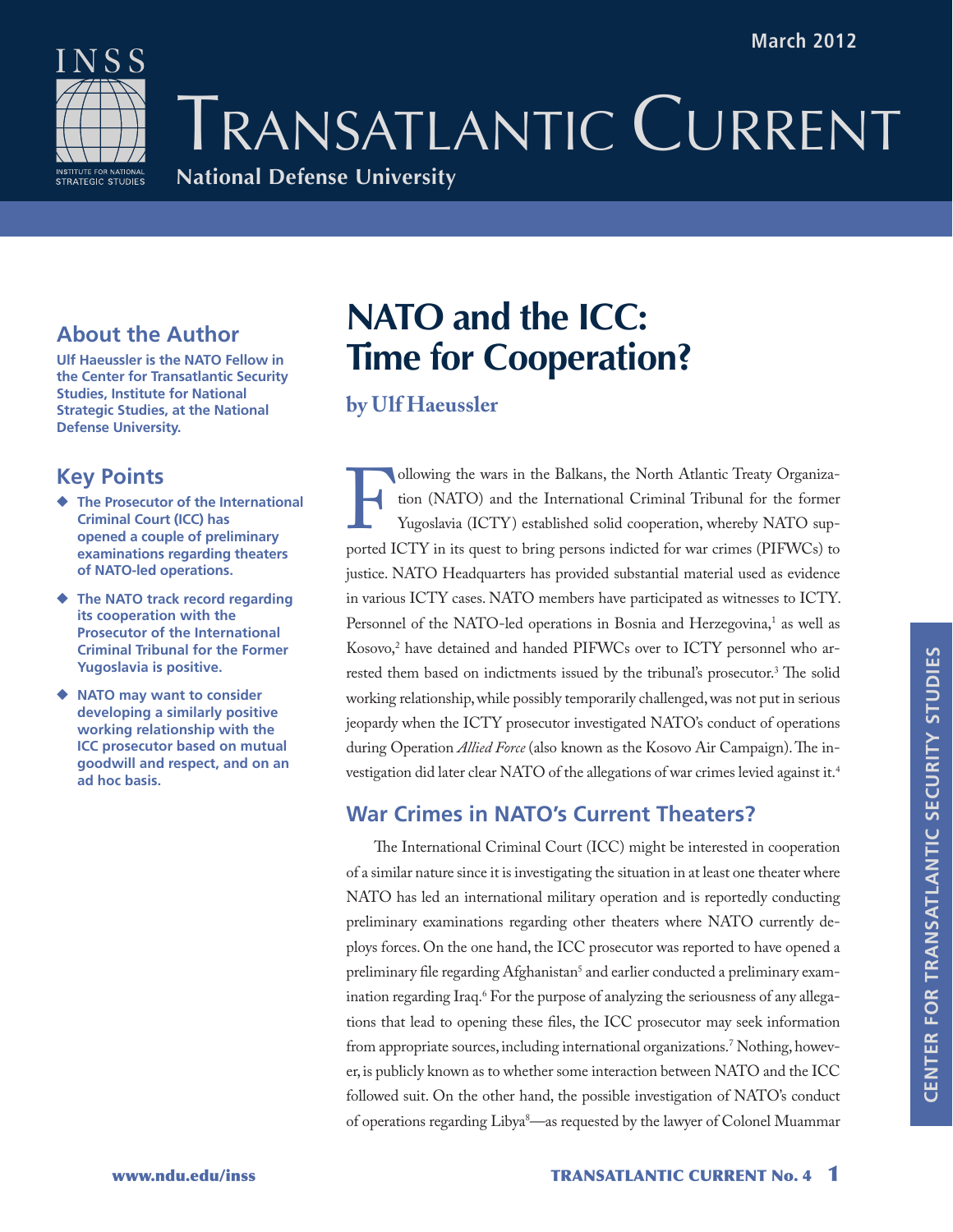March 2012

# Transatlantic Current

National Defense University

## About the Author

**Ulf Haeussler is the NATO Fellow in the Center for Transatlantic Security Studies, Institute for National Strategic Studies, at the National Defense University.**

## Key Points

- **The Prosecutor of the International Criminal Court (ICC) has opened a couple of preliminary examinations regarding theaters of NATO-led operations.**
- **The NATO track record regarding its cooperation with the Prosecutor of the International Criminal Tribunal for the Former Yugoslavia is positive.**
- **NATO may want to consider developing a similarly positive working relationship with the ICC prosecutor based on mutual goodwill and respect, and on an ad hoc basis.**

# NATO and the ICC: Time for Cooperation?

**by Ulf Haeussler**

Following the wars in the Balkans, the North Atlantic Treaty Organization (NATO) and the International Criminal Tribunal for the former Yugoslavia (ICTY) established solid cooperation, whereby NATO supported ICTY in its quest to bring persons indicted for war crimes (PIFWCs) to justice. NATO Headquarters has provided substantial material used as evidence in various ICTY cases. NATO members have participated as witnesses to ICTY. Personnel of the NATO-led operations in Bosnia and Herzegovina,[1] as well as Kosovo,[2] have detained and handed PIFWCs over to ICTY personnel who arrested them based on indictments issued by the tribunal's prosecutor.[3] The solid working relationship, while possibly temporarily challenged, was not put in serious jeopardy when the ICTY prosecutor investigated NATO's conduct of operations during Operation *Allied Force* (also known as the Kosovo Air Campaign). The investigation did later clear NATO of the allegations of war crimes levied against it.[4]

## War Crimes in NATO's Current Theaters?

The International Criminal Court (ICC) might be interested in cooperation of a similar nature since it is investigating the situation in at least one theater where NATO has led an international military operation and is reportedly conducting preliminary examinations regarding other theaters where NATO currently deploys forces. On the one hand, the ICC prosecutor was reported to have opened a preliminary file regarding Afghanistan[5] and earlier conducted a preliminary examination regarding Iraq.[6] For the purpose of analyzing the seriousness of any allegations that lead to opening these files, the ICC prosecutor may seek information from appropriate sources, including international organizations.[7] Nothing, however, is publicly known as to whether some interaction between NATO and the ICC followed suit. On the other hand, the possible investigation of NATO's conduct of operations regarding Libya[8]—as requested by the lawyer of Colonel Muammar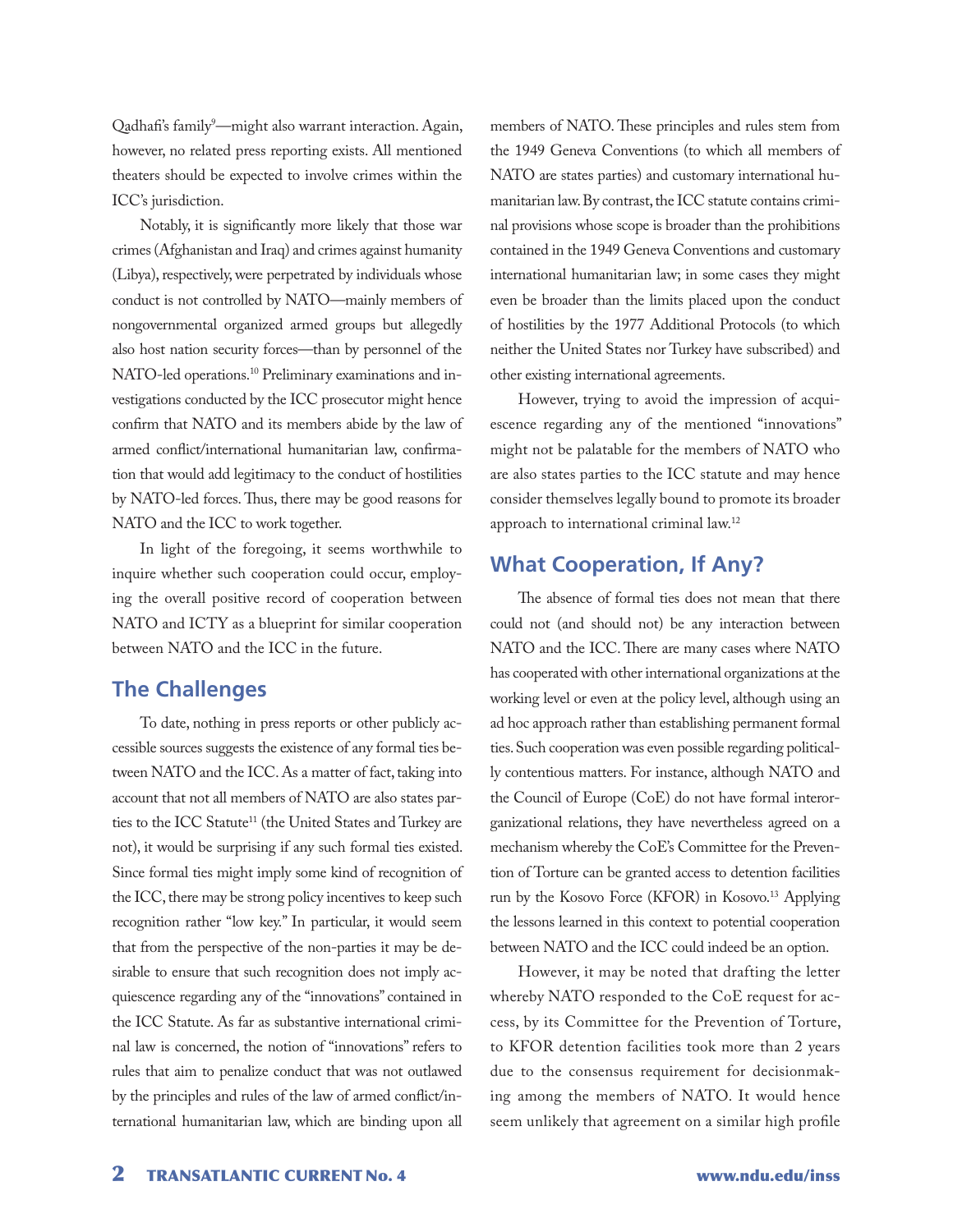Qadhafi's family[9]—might also warrant interaction. Again, however, no related press reporting exists. All mentioned theaters should be expected to involve crimes within the ICC's jurisdiction.

Notably, it is significantly more likely that those war crimes (Afghanistan and Iraq) and crimes against humanity (Libya), respectively, were perpetrated by individuals whose conduct is not controlled by NATO—mainly members of nongovernmental organized armed groups but allegedly also host nation security forces—than by personnel of the NATO-led operations.[10] Preliminary examinations and investigations conducted by the ICC prosecutor might hence confirm that NATO and its members abide by the law of armed conflict/international humanitarian law, confirmation that would add legitimacy to the conduct of hostilities by NATO-led forces. Thus, there may be good reasons for NATO and the ICC to work together.

In light of the foregoing, it seems worthwhile to inquire whether such cooperation could occur, employing the overall positive record of cooperation between NATO and ICTY as a blueprint for similar cooperation between NATO and the ICC in the future.

## The Challenges

To date, nothing in press reports or other publicly accessible sources suggests the existence of any formal ties between NATO and the ICC. As a matter of fact, taking into account that not all members of NATO are also states parties to the ICC Statute[11] (the United States and Turkey are not), it would be surprising if any such formal ties existed. Since formal ties might imply some kind of recognition of the ICC, there may be strong policy incentives to keep such recognition rather "low key." In particular, it would seem that from the perspective of the non-parties it may be desirable to ensure that such recognition does not imply acquiescence regarding any of the "innovations" contained in the ICC Statute. As far as substantive international criminal law is concerned, the notion of "innovations" refers to rules that aim to penalize conduct that was not outlawed by the principles and rules of the law of armed conflict/international humanitarian law, which are binding upon all members of NATO. These principles and rules stem from the 1949 Geneva Conventions (to which all members of NATO are states parties) and customary international humanitarian law. By contrast, the ICC statute contains criminal provisions whose scope is broader than the prohibitions contained in the 1949 Geneva Conventions and customary international humanitarian law; in some cases they might even be broader than the limits placed upon the conduct of hostilities by the 1977 Additional Protocols (to which neither the United States nor Turkey have subscribed) and other existing international agreements.

However, trying to avoid the impression of acquiescence regarding any of the mentioned "innovations" might not be palatable for the members of NATO who are also states parties to the ICC statute and may hence consider themselves legally bound to promote its broader approach to international criminal law.[12]

## What Cooperation, If Any?

The absence of formal ties does not mean that there could not (and should not) be any interaction between NATO and the ICC. There are many cases where NATO has cooperated with other international organizations at the working level or even at the policy level, although using an ad hoc approach rather than establishing permanent formal ties. Such cooperation was even possible regarding politically contentious matters. For instance, although NATO and the Council of Europe (CoE) do not have formal interorganizational relations, they have nevertheless agreed on a mechanism whereby the CoE's Committee for the Prevention of Torture can be granted access to detention facilities run by the Kosovo Force (KFOR) in Kosovo.[13] Applying the lessons learned in this context to potential cooperation between NATO and the ICC could indeed be an option.

However, it may be noted that drafting the letter whereby NATO responded to the CoE request for access, by its Committee for the Prevention of Torture, to KFOR detention facilities took more than 2 years due to the consensus requirement for decisionmaking among the members of NATO. It would hence seem unlikely that agreement on a similar high profile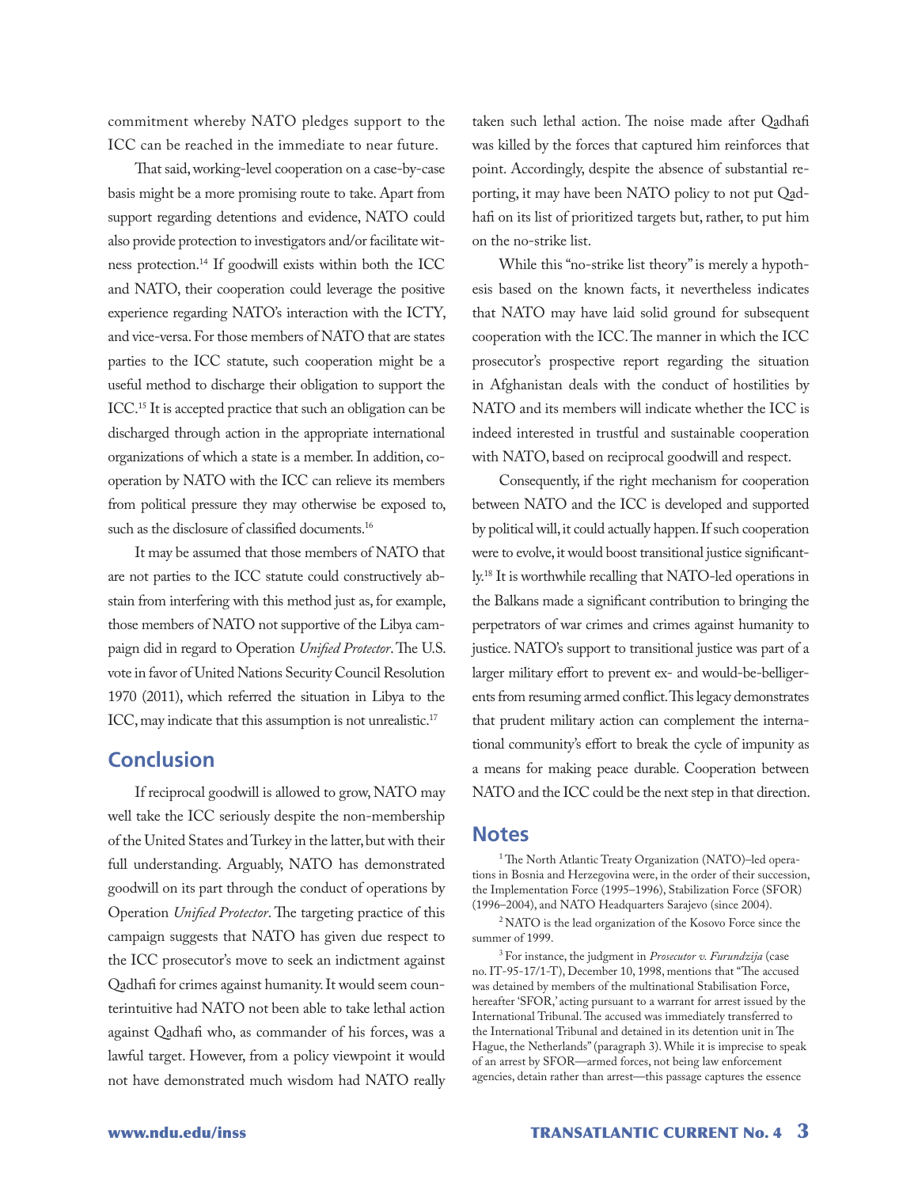commitment whereby NATO pledges support to the ICC can be reached in the immediate to near future.

That said, working-level cooperation on a case-by-case basis might be a more promising route to take. Apart from support regarding detentions and evidence, NATO could also provide protection to investigators and/or facilitate witness protection.[14] If goodwill exists within both the ICC and NATO, their cooperation could leverage the positive experience regarding NATO's interaction with the ICTY, and vice-versa. For those members of NATO that are states parties to the ICC statute, such cooperation might be a useful method to discharge their obligation to support the ICC.[15] It is accepted practice that such an obligation can be discharged through action in the appropriate international organizations of which a state is a member. In addition, cooperation by NATO with the ICC can relieve its members from political pressure they may otherwise be exposed to, such as the disclosure of classified documents.[16]

It may be assumed that those members of NATO that are not parties to the ICC statute could constructively abstain from interfering with this method just as, for example, those members of NATO not supportive of the Libya campaign did in regard to Operation *Unified Protector*. The U.S. vote in favor of United Nations Security Council Resolution 1970 (2011), which referred the situation in Libya to the ICC, may indicate that this assumption is not unrealistic.[17]

## Conclusion

If reciprocal goodwill is allowed to grow, NATO may well take the ICC seriously despite the non-membership of the United States and Turkey in the latter, but with their full understanding. Arguably, NATO has demonstrated goodwill on its part through the conduct of operations by Operation *Unified Protector*. The targeting practice of this campaign suggests that NATO has given due respect to the ICC prosecutor's move to seek an indictment against Qadhafi for crimes against humanity. It would seem counterintuitive had NATO not been able to take lethal action against Qadhafi who, as commander of his forces, was a lawful target. However, from a policy viewpoint it would not have demonstrated much wisdom had NATO really taken such lethal action. The noise made after Qadhafi was killed by the forces that captured him reinforces that point. Accordingly, despite the absence of substantial reporting, it may have been NATO policy to not put Qadhafi on its list of prioritized targets but, rather, to put him on the no-strike list.

While this "no-strike list theory" is merely a hypothesis based on the known facts, it nevertheless indicates that NATO may have laid solid ground for subsequent cooperation with the ICC. The manner in which the ICC prosecutor's prospective report regarding the situation in Afghanistan deals with the conduct of hostilities by NATO and its members will indicate whether the ICC is indeed interested in trustful and sustainable cooperation with NATO, based on reciprocal goodwill and respect.

Consequently, if the right mechanism for cooperation between NATO and the ICC is developed and supported by political will, it could actually happen. If such cooperation were to evolve, it would boost transitional justice significantly.[18] It is worthwhile recalling that NATO-led operations in the Balkans made a significant contribution to bringing the perpetrators of war crimes and crimes against humanity to justice. NATO's support to transitional justice was part of a larger military effort to prevent ex- and would-be-belligerents from resuming armed conflict. This legacy demonstrates that prudent military action can complement the international community's effort to break the cycle of impunity as a means for making peace durable. Cooperation between NATO and the ICC could be the next step in that direction.

## Notes

[1] The North Atlantic Treaty Organization (NATO)–led operations in Bosnia and Herzegovina were, in the order of their succession, the Implementation Force (1995–1996), Stabilization Force (SFOR) (1996–2004), and NATO Headquarters Sarajevo (since 2004).

[2] NATO is the lead organization of the Kosovo Force since the summer of 1999.

[3] For instance, the judgment in *Prosecutor v. Furundzija* (case no. IT-95-17/1-T), December 10, 1998, mentions that "The accused was detained by members of the multinational Stabilisation Force, hereafter 'SFOR,' acting pursuant to a warrant for arrest issued by the International Tribunal. The accused was immediately transferred to the International Tribunal and detained in its detention unit in The Hague, the Netherlands" (paragraph 3). While it is imprecise to speak of an arrest by SFOR—armed forces, not being law enforcement agencies, detain rather than arrest—this passage captures the essence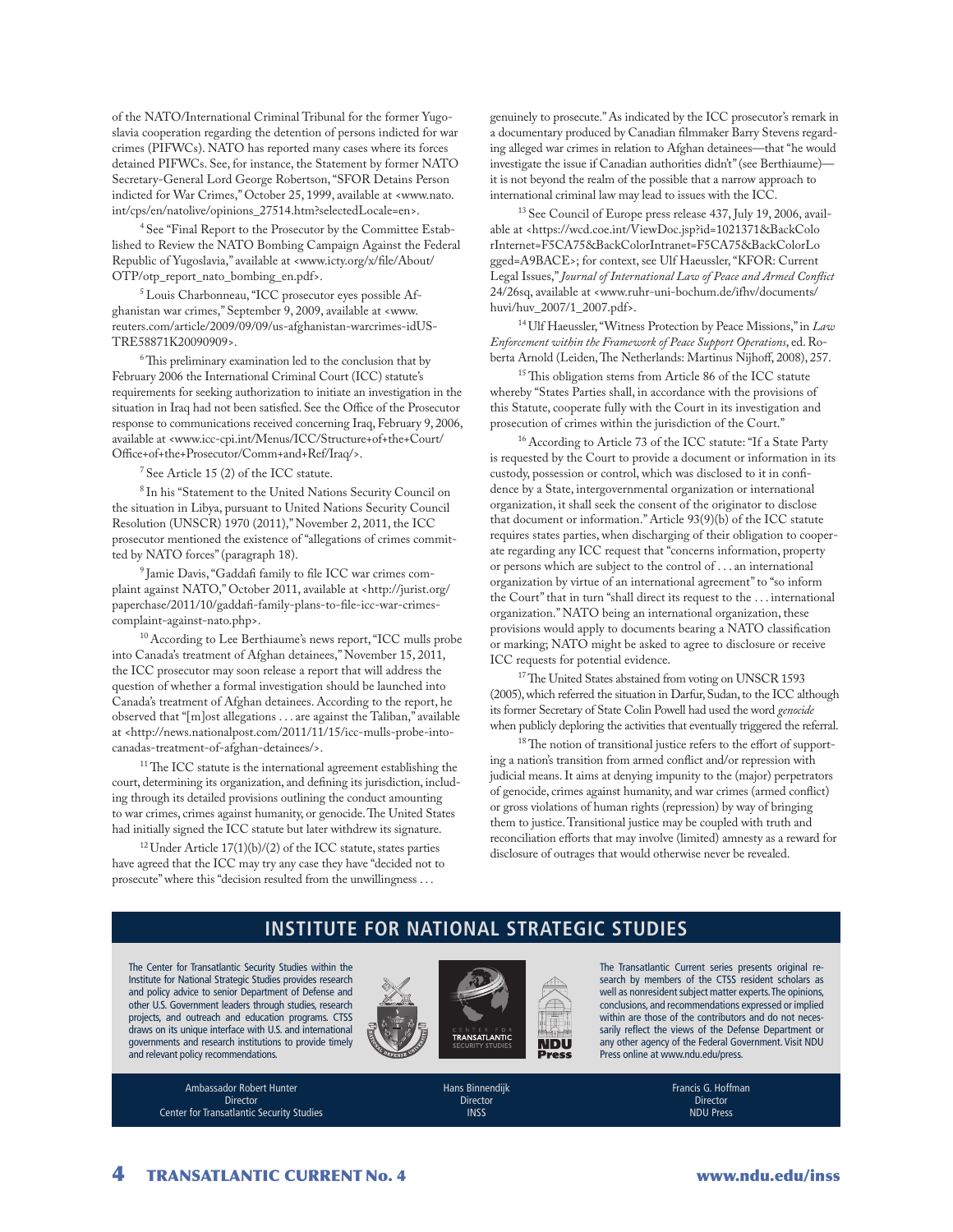of the NATO/International Criminal Tribunal for the former Yugoslavia cooperation regarding the detention of persons indicted for war crimes (PIFWCs). NATO has reported many cases where its forces detained PIFWCs. See, for instance, the Statement by former NATO Secretary-General Lord George Robertson, "SFOR Detains Person indicted for War Crimes," October 25, 1999, available at <www.nato.int/cps/en/natolive/opinions_27514.htm?selectedLocale=en>.

[4] See "Final Report to the Prosecutor by the Committee Established to Review the NATO Bombing Campaign Against the Federal Republic of Yugoslavia," available at <www.icty.org/x/file/About/OTP/otp_report_nato_bombing_en.pdf>.

[5] Louis Charbonneau, "ICC prosecutor eyes possible Afghanistan war crimes," September 9, 2009, available at <www.reuters.com/article/2009/09/09/us-afghanistan-warcrimes-idUSTRE58871K20090909>.

[6] This preliminary examination led to the conclusion that by February 2006 the International Criminal Court (ICC) statute's requirements for seeking authorization to initiate an investigation in the situation in Iraq had not been satisfied. See the Office of the Prosecutor response to communications received concerning Iraq, February 9, 2006, available at <www.icc-cpi.int/Menus/ICC/Structure+of+the+Court/Office+of+the+Prosecutor/Comm+and+Ref/Iraq/>.

[7] See Article 15 (2) of the ICC statute.

[8] In his "Statement to the United Nations Security Council on the situation in Libya, pursuant to United Nations Security Council Resolution (UNSCR) 1970 (2011)," November 2, 2011, the ICC prosecutor mentioned the existence of "allegations of crimes committed by NATO forces" (paragraph 18).

[9] Jamie Davis, "Gaddafi family to file ICC war crimes complaint against NATO," October 2011, available at <http://jurist.org/paperchase/2011/10/gaddafi-family-plans-to-file-icc-war-crimes-complaint-against-nato.php>.

[10] According to Lee Berthiaume's news report, "ICC mulls probe into Canada's treatment of Afghan detainees," November 15, 2011, the ICC prosecutor may soon release a report that will address the question of whether a formal investigation should be launched into Canada's treatment of Afghan detainees. According to the report, he observed that "[m]ost allegations . . . are against the Taliban," available at <http://news.nationalpost.com/2011/11/15/icc-mulls-probe-into-canadas-treatment-of-afghan-detainees/>.

[11] The ICC statute is the international agreement establishing the court, determining its organization, and defining its jurisdiction, including through its detailed provisions outlining the conduct amounting to war crimes, crimes against humanity, or genocide. The United States had initially signed the ICC statute but later withdrew its signature.

[12] Under Article 17(1)(b)/(2) of the ICC statute, states parties have agreed that the ICC may try any case they have "decided not to prosecute" where this "decision resulted from the unwillingness . . . genuinely to prosecute." As indicated by the ICC prosecutor's remark in a documentary produced by Canadian filmmaker Barry Stevens regarding alleged war crimes in relation to Afghan detainees—that "he would investigate the issue if Canadian authorities didn't" (see Berthiaume)—it is not beyond the realm of the possible that a narrow approach to international criminal law may lead to issues with the ICC.

[13] See Council of Europe press release 437, July 19, 2006, available at <https://wcd.coe.int/ViewDoc.jsp?id=1021371&BackColorInternet=F5CA75&BackColorIntranet=F5CA75&BackColorLogged=A9BACE>; for context, see Ulf Haeussler, "KFOR: Current Legal Issues," *Journal of International Law of Peace and Armed Conflict* 24/26sq, available at <www.ruhr-uni-bochum.de/ifhv/documents/huvi/huv_2007/1_2007.pdf>.

[14] Ulf Haeussler, "Witness Protection by Peace Missions," in *Law Enforcement within the Framework of Peace Support Operations*, ed. Roberta Arnold (Leiden, The Netherlands: Martinus Nijhoff, 2008), 257.

[15] This obligation stems from Article 86 of the ICC statute whereby "States Parties shall, in accordance with the provisions of this Statute, cooperate fully with the Court in its investigation and prosecution of crimes within the jurisdiction of the Court."

[16] According to Article 73 of the ICC statute: "If a State Party is requested by the Court to provide a document or information in its custody, possession or control, which was disclosed to it in confidence by a State, intergovernmental organization or international organization, it shall seek the consent of the originator to disclose that document or information." Article 93(9)(b) of the ICC statute requires states parties, when discharging of their obligation to cooperate regarding any ICC request that "concerns information, property or persons which are subject to the control of . . . an international organization by virtue of an international agreement" to "so inform the Court" that in turn "shall direct its request to the . . . international organization." NATO being an international organization, these provisions would apply to documents bearing a NATO classification or marking; NATO might be asked to agree to disclosure or receive ICC requests for potential evidence.

[17] The United States abstained from voting on UNSCR 1593 (2005), which referred the situation in Darfur, Sudan, to the ICC although its former Secretary of State Colin Powell had used the word *genocide* when publicly deploring the activities that eventually triggered the referral.

[18] The notion of transitional justice refers to the effort of supporting a nation's transition from armed conflict and/or repression with judicial means. It aims at denying impunity to the (major) perpetrators of genocide, crimes against humanity, and war crimes (armed conflict) or gross violations of human rights (repression) by way of bringing them to justice. Transitional justice may be coupled with truth and reconciliation efforts that may involve (limited) amnesty as a reward for disclosure of outrages that would otherwise never be revealed.

## INSTITUTE FOR NATIONAL STRATEGIC STUDIES

The Center for Transatlantic Security Studies within the Institute for National Strategic Studies provides research and policy advice to senior Department of Defense and other U.S. Government leaders through studies, research projects, and outreach and education programs. CTSS draws on its unique interface with U.S. and international governments and research institutions to provide timely and relevant policy recommendations.

The Transatlantic Current series presents original research by members of the CTSS resident scholars as well as nonresident subject matter experts. The opinions, conclusions, and recommendations expressed or implied within are those of the contributors and do not necessarily reflect the views of the Defense Department or any other agency of the Federal Government. Visit NDU Press online at www.ndu.edu/press.

Ambassador Robert Hunter
Director
Center for Transatlantic Security Studies

Hans Binnendijk
Director
INSS

Francis G. Hoffman
Director
NDU Press